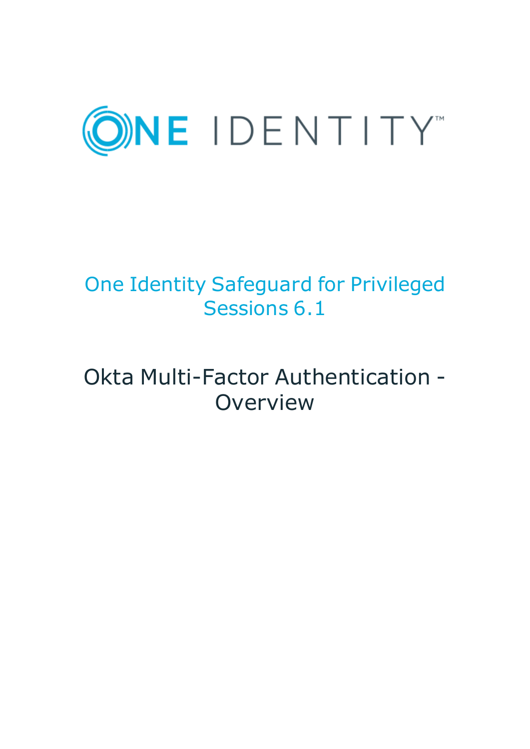ONE IDENTITY™

# One Identity Safeguard for Privileged Sessions 6.1

## Okta Multi-Factor Authentication - Overview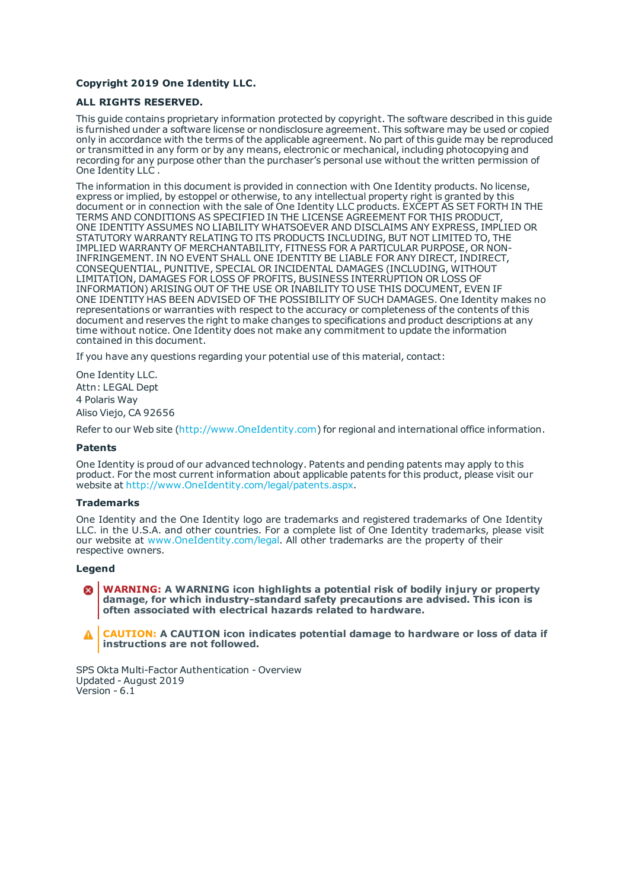**Copyright 2019 One Identity LLC.**

**ALL RIGHTS RESERVED.**

This guide contains proprietary information protected by copyright. The software described in this guide is furnished under a software license or nondisclosure agreement. This software may be used or copied only in accordance with the terms of the applicable agreement. No part of this guide may be reproduced or transmitted in any form or by any means, electronic or mechanical, including photocopying and recording for any purpose other than the purchaser's personal use without the written permission of One Identity LLC .

The information in this document is provided in connection with One Identity products. No license, express or implied, by estoppel or otherwise, to any intellectual property right is granted by this document or in connection with the sale of One Identity LLC products. EXCEPT AS SET FORTH IN THE TERMS AND CONDITIONS AS SPECIFIED IN THE LICENSE AGREEMENT FOR THIS PRODUCT, ONE IDENTITY ASSUMES NO LIABILITY WHATSOEVER AND DISCLAIMS ANY EXPRESS, IMPLIED OR STATUTORY WARRANTY RELATING TO ITS PRODUCTS INCLUDING, BUT NOT LIMITED TO, THE IMPLIED WARRANTY OF MERCHANTABILITY, FITNESS FOR A PARTICULAR PURPOSE, OR NON-INFRINGEMENT. IN NO EVENT SHALL ONE IDENTITY BE LIABLE FOR ANY DIRECT, INDIRECT, CONSEQUENTIAL, PUNITIVE, SPECIAL OR INCIDENTAL DAMAGES (INCLUDING, WITHOUT LIMITATION, DAMAGES FOR LOSS OF PROFITS, BUSINESS INTERRUPTION OR LOSS OF INFORMATION) ARISING OUT OF THE USE OR INABILITY TO USE THIS DOCUMENT, EVEN IF ONE IDENTITY HAS BEEN ADVISED OF THE POSSIBILITY OF SUCH DAMAGES. One Identity makes no representations or warranties with respect to the accuracy or completeness of the contents of this document and reserves the right to make changes to specifications and product descriptions at any time without notice. One Identity does not make any commitment to update the information contained in this document.

If you have any questions regarding your potential use of this material, contact:

One Identity LLC.
Attn: LEGAL Dept
4 Polaris Way
Aliso Viejo, CA 92656

Refer to our Web site (http://www.OneIdentity.com) for regional and international office information.

**Patents**

One Identity is proud of our advanced technology. Patents and pending patents may apply to this product. For the most current information about applicable patents for this product, please visit our website at http://www.OneIdentity.com/legal/patents.aspx.

**Trademarks**

One Identity and the One Identity logo are trademarks and registered trademarks of One Identity LLC. in the U.S.A. and other countries. For a complete list of One Identity trademarks, please visit our website at www.OneIdentity.com/legal. All other trademarks are the property of their respective owners.

**Legend**

**WARNING: A WARNING icon highlights a potential risk of bodily injury or property damage, for which industry-standard safety precautions are advised. This icon is often associated with electrical hazards related to hardware.**

**CAUTION: A CAUTION icon indicates potential damage to hardware or loss of data if instructions are not followed.**

SPS Okta Multi-Factor Authentication - Overview
Updated - August 2019
Version - 6.1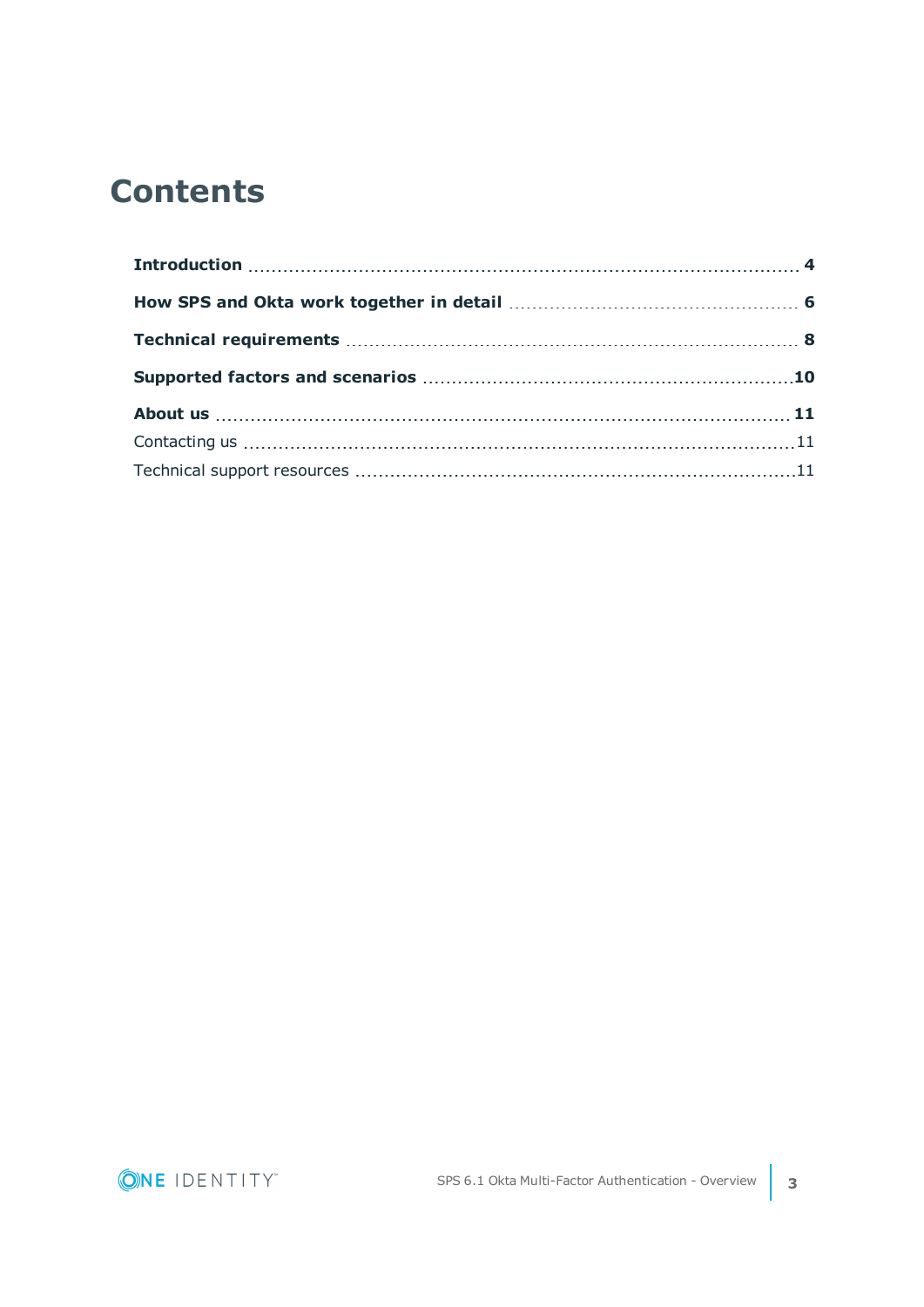# Contents

**Introduction** .................................................. **4**

**How SPS and Okta work together in detail** .................................................. **6**

**Technical requirements** .................................................. **8**

**Supported factors and scenarios** .................................................. **10**

**About us** .................................................. **11**

Contacting us .................................................. 11

Technical support resources .................................................. 11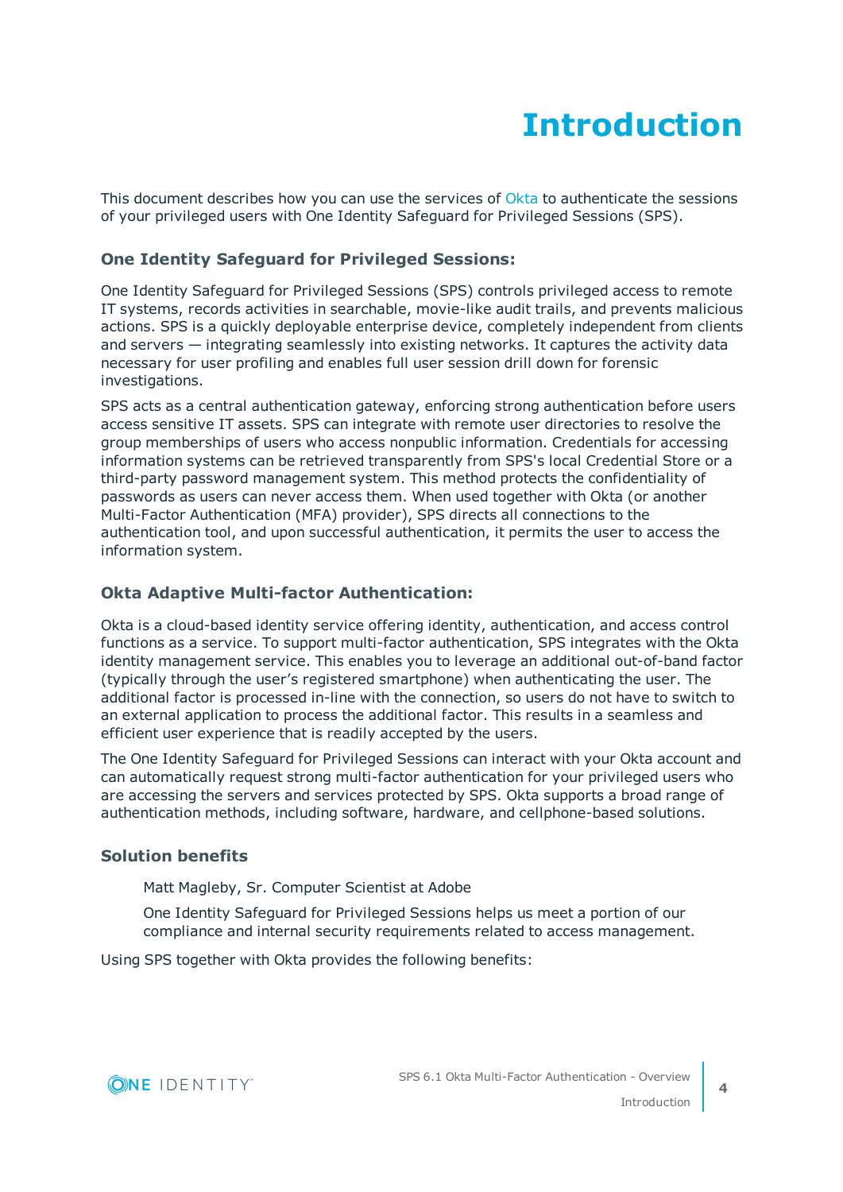# Introduction

This document describes how you can use the services of Okta to authenticate the sessions of your privileged users with One Identity Safeguard for Privileged Sessions (SPS).

### One Identity Safeguard for Privileged Sessions:

One Identity Safeguard for Privileged Sessions (SPS) controls privileged access to remote IT systems, records activities in searchable, movie-like audit trails, and prevents malicious actions. SPS is a quickly deployable enterprise device, completely independent from clients and servers — integrating seamlessly into existing networks. It captures the activity data necessary for user profiling and enables full user session drill down for forensic investigations.

SPS acts as a central authentication gateway, enforcing strong authentication before users access sensitive IT assets. SPS can integrate with remote user directories to resolve the group memberships of users who access nonpublic information. Credentials for accessing information systems can be retrieved transparently from SPS's local Credential Store or a third-party password management system. This method protects the confidentiality of passwords as users can never access them. When used together with Okta (or another Multi-Factor Authentication (MFA) provider), SPS directs all connections to the authentication tool, and upon successful authentication, it permits the user to access the information system.

### Okta Adaptive Multi-factor Authentication:

Okta is a cloud-based identity service offering identity, authentication, and access control functions as a service. To support multi-factor authentication, SPS integrates with the Okta identity management service. This enables you to leverage an additional out-of-band factor (typically through the user's registered smartphone) when authenticating the user. The additional factor is processed in-line with the connection, so users do not have to switch to an external application to process the additional factor. This results in a seamless and efficient user experience that is readily accepted by the users.

The One Identity Safeguard for Privileged Sessions can interact with your Okta account and can automatically request strong multi-factor authentication for your privileged users who are accessing the servers and services protected by SPS. Okta supports a broad range of authentication methods, including software, hardware, and cellphone-based solutions.

### Solution benefits

> Matt Magleby, Sr. Computer Scientist at Adobe
>
> One Identity Safeguard for Privileged Sessions helps us meet a portion of our compliance and internal security requirements related to access management.

Using SPS together with Okta provides the following benefits: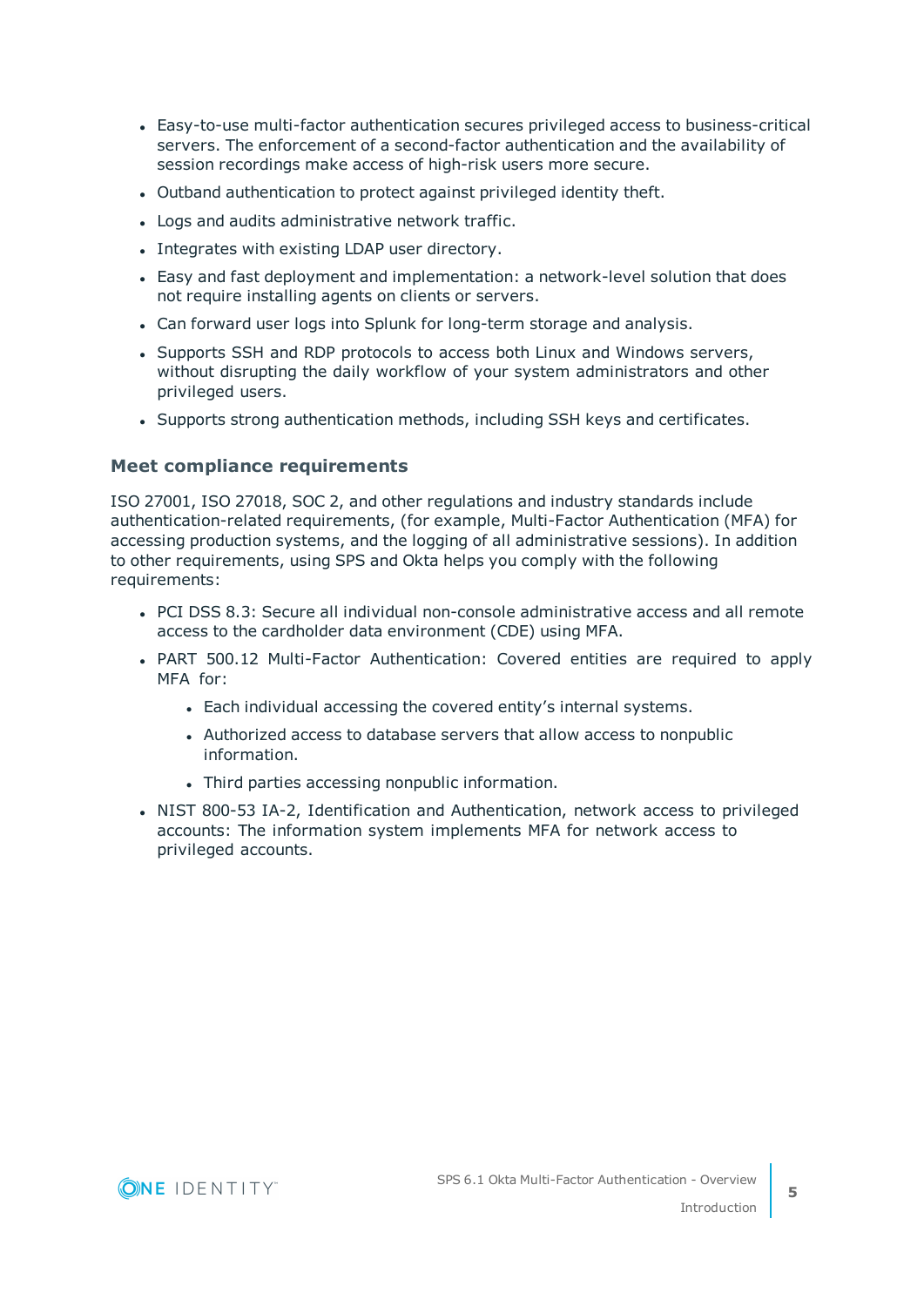- Easy-to-use multi-factor authentication secures privileged access to business-critical servers. The enforcement of a second-factor authentication and the availability of session recordings make access of high-risk users more secure.
- Outband authentication to protect against privileged identity theft.
- Logs and audits administrative network traffic.
- Integrates with existing LDAP user directory.
- Easy and fast deployment and implementation: a network-level solution that does not require installing agents on clients or servers.
- Can forward user logs into Splunk for long-term storage and analysis.
- Supports SSH and RDP protocols to access both Linux and Windows servers, without disrupting the daily workflow of your system administrators and other privileged users.
- Supports strong authentication methods, including SSH keys and certificates.

### Meet compliance requirements

ISO 27001, ISO 27018, SOC 2, and other regulations and industry standards include authentication-related requirements, (for example, Multi-Factor Authentication (MFA) for accessing production systems, and the logging of all administrative sessions). In addition to other requirements, using SPS and Okta helps you comply with the following requirements:

- PCI DSS 8.3: Secure all individual non-console administrative access and all remote access to the cardholder data environment (CDE) using MFA.
- PART 500.12 Multi-Factor Authentication: Covered entities are required to apply MFA for:
  - Each individual accessing the covered entity’s internal systems.
  - Authorized access to database servers that allow access to nonpublic information.
  - Third parties accessing nonpublic information.
- NIST 800-53 IA-2, Identification and Authentication, network access to privileged accounts: The information system implements MFA for network access to privileged accounts.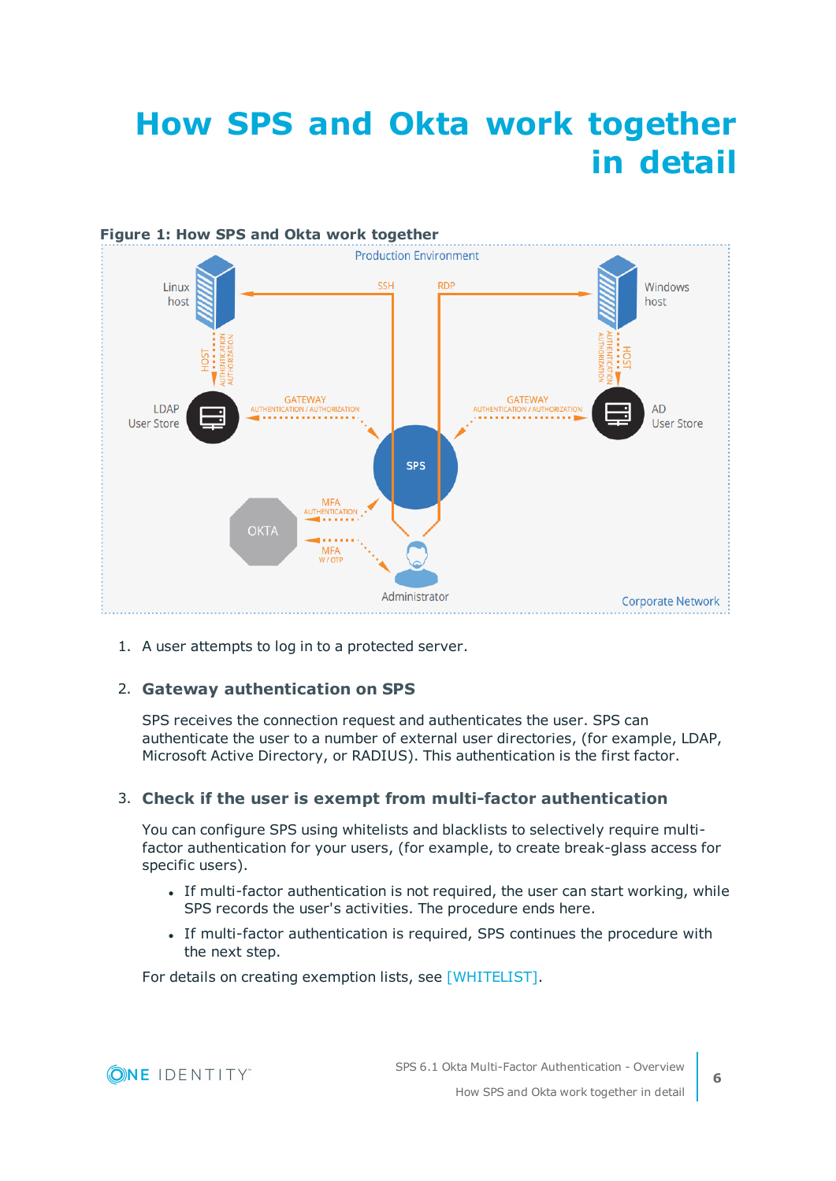# How SPS and Okta work together in detail

**Figure 1: How SPS and Okta work together**

Production Environment

Linux host

Windows host

SSH

RDP

HOST

AUTHENTICATION AUTHORIZATION

LDAP User Store

AD User Store

GATEWAY AUTHENTICATION / AUTHORIZATION

GATEWAY AUTHENTICATION / AUTHORIZATION

SPS

OKTA

MFA AUTHENTICATION

MFA W / OTP

Administrator

Corporate Network

1. A user attempts to log in to a protected server.

2. **Gateway authentication on SPS**

   SPS receives the connection request and authenticates the user. SPS can authenticate the user to a number of external user directories, (for example, LDAP, Microsoft Active Directory, or RADIUS). This authentication is the first factor.

3. **Check if the user is exempt from multi-factor authentication**

   You can configure SPS using whitelists and blacklists to selectively require multi-factor authentication for your users, (for example, to create break-glass access for specific users).

   - If multi-factor authentication is not required, the user can start working, while SPS records the user's activities. The procedure ends here.
   - If multi-factor authentication is required, SPS continues the procedure with the next step.

   For details on creating exemption lists, see [WHITELIST].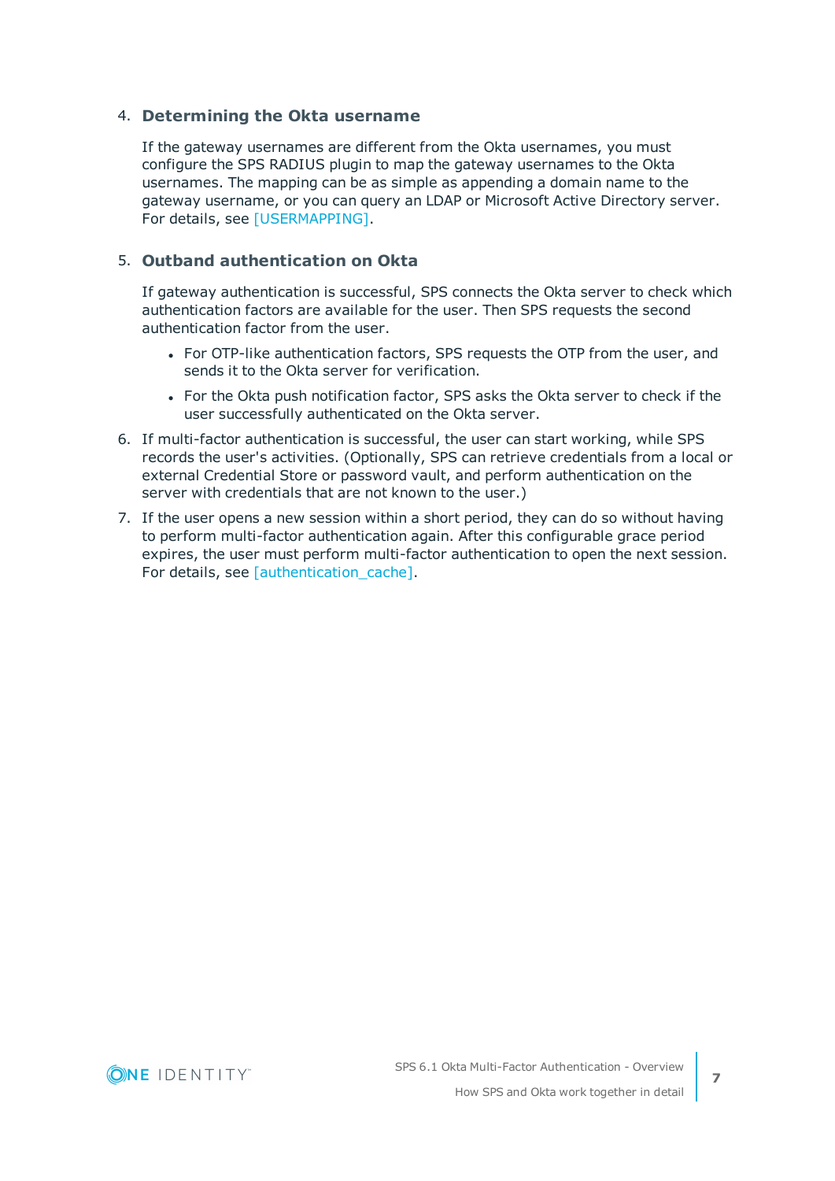4. **Determining the Okta username**

   If the gateway usernames are different from the Okta usernames, you must configure the SPS RADIUS plugin to map the gateway usernames to the Okta usernames. The mapping can be as simple as appending a domain name to the gateway username, or you can query an LDAP or Microsoft Active Directory server. For details, see [USERMAPPING].

5. **Outband authentication on Okta**

   If gateway authentication is successful, SPS connects the Okta server to check which authentication factors are available for the user. Then SPS requests the second authentication factor from the user.

   - For OTP-like authentication factors, SPS requests the OTP from the user, and sends it to the Okta server for verification.
   - For the Okta push notification factor, SPS asks the Okta server to check if the user successfully authenticated on the Okta server.

6. If multi-factor authentication is successful, the user can start working, while SPS records the user's activities. (Optionally, SPS can retrieve credentials from a local or external Credential Store or password vault, and perform authentication on the server with credentials that are not known to the user.)

7. If the user opens a new session within a short period, they can do so without having to perform multi-factor authentication again. After this configurable grace period expires, the user must perform multi-factor authentication to open the next session. For details, see [authentication_cache].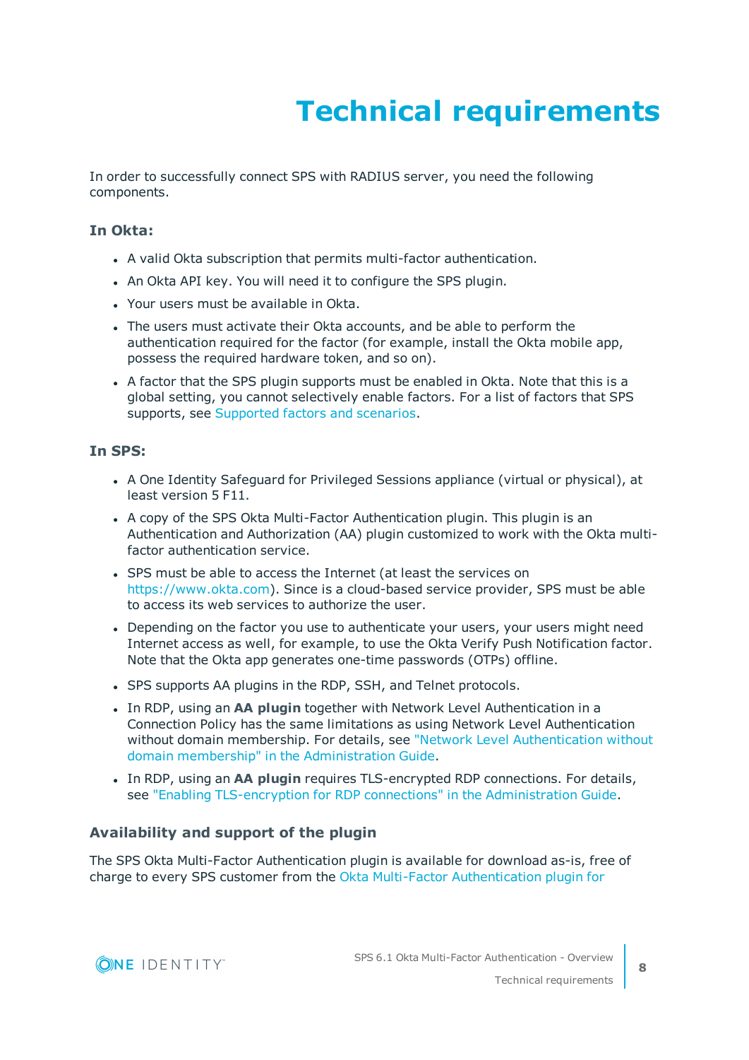# Technical requirements

In order to successfully connect SPS with RADIUS server, you need the following components.

### In Okta:

- A valid Okta subscription that permits multi-factor authentication.
- An Okta API key. You will need it to configure the SPS plugin.
- Your users must be available in Okta.
- The users must activate their Okta accounts, and be able to perform the authentication required for the factor (for example, install the Okta mobile app, possess the required hardware token, and so on).
- A factor that the SPS plugin supports must be enabled in Okta. Note that this is a global setting, you cannot selectively enable factors. For a list of factors that SPS supports, see Supported factors and scenarios.

### In SPS:

- A One Identity Safeguard for Privileged Sessions appliance (virtual or physical), at least version 5 F11.
- A copy of the SPS Okta Multi-Factor Authentication plugin. This plugin is an Authentication and Authorization (AA) plugin customized to work with the Okta multi-factor authentication service.
- SPS must be able to access the Internet (at least the services on https://www.okta.com). Since is a cloud-based service provider, SPS must be able to access its web services to authorize the user.
- Depending on the factor you use to authenticate your users, your users might need Internet access as well, for example, to use the Okta Verify Push Notification factor. Note that the Okta app generates one-time passwords (OTPs) offline.
- SPS supports AA plugins in the RDP, SSH, and Telnet protocols.
- In RDP, using an **AA plugin** together with Network Level Authentication in a Connection Policy has the same limitations as using Network Level Authentication without domain membership. For details, see "Network Level Authentication without domain membership" in the Administration Guide.
- In RDP, using an **AA plugin** requires TLS-encrypted RDP connections. For details, see "Enabling TLS-encryption for RDP connections" in the Administration Guide.

### Availability and support of the plugin

The SPS Okta Multi-Factor Authentication plugin is available for download as-is, free of charge to every SPS customer from the Okta Multi-Factor Authentication plugin for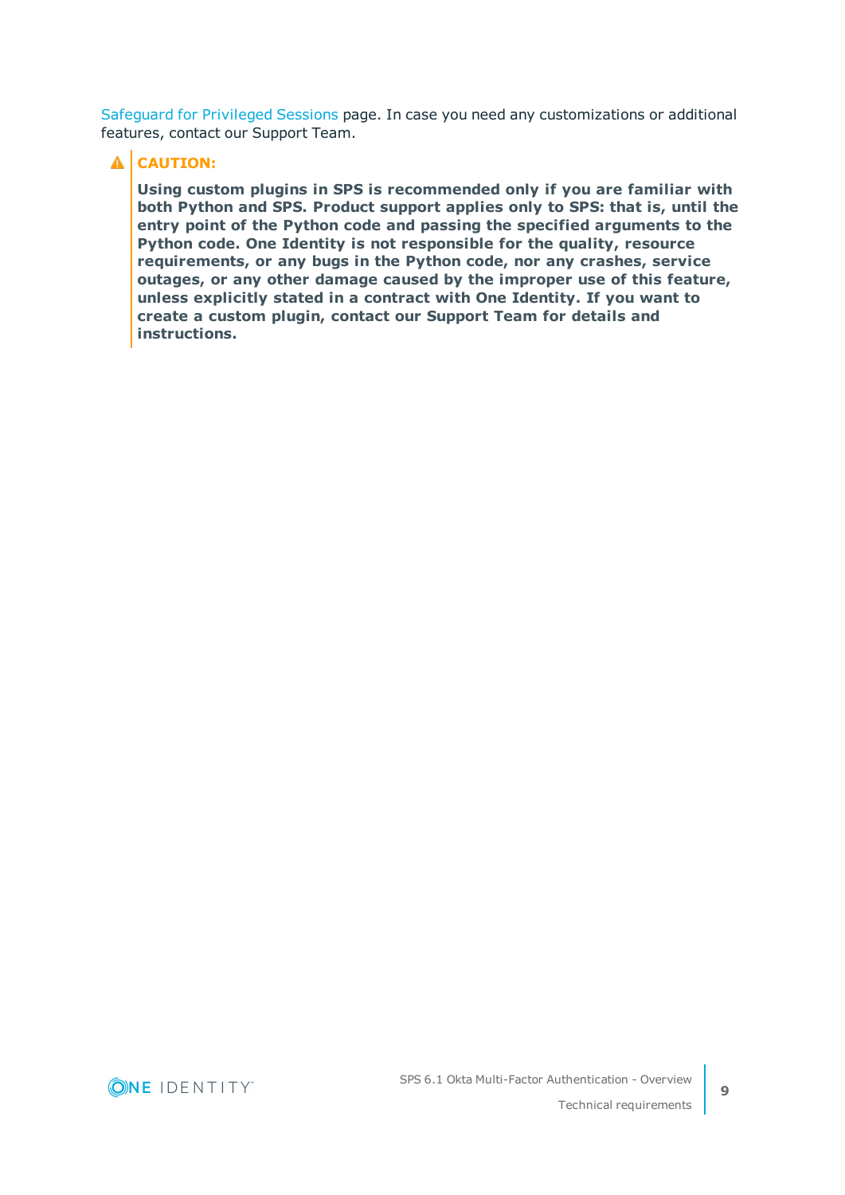Safeguard for Privileged Sessions page. In case you need any customizations or additional features, contact our Support Team.

**CAUTION:**

**Using custom plugins in SPS is recommended only if you are familiar with both Python and SPS. Product support applies only to SPS: that is, until the entry point of the Python code and passing the specified arguments to the Python code. One Identity is not responsible for the quality, resource requirements, or any bugs in the Python code, nor any crashes, service outages, or any other damage caused by the improper use of this feature, unless explicitly stated in a contract with One Identity. If you want to create a custom plugin, contact our Support Team for details and instructions.**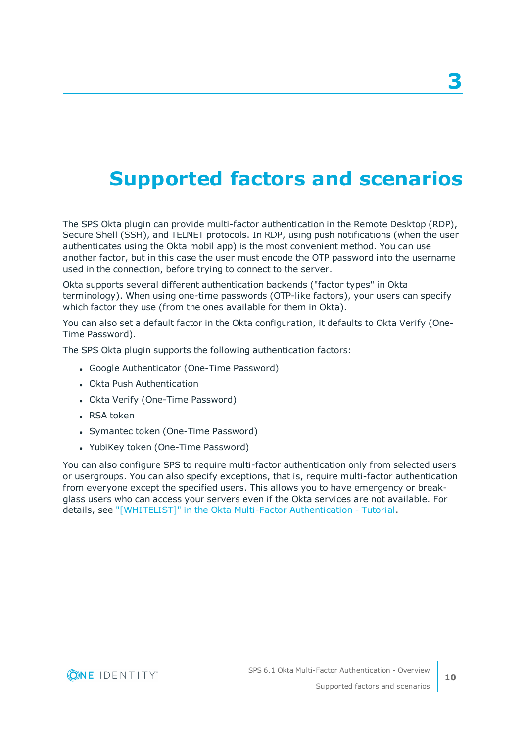# 3

# Supported factors and scenarios

The SPS Okta plugin can provide multi-factor authentication in the Remote Desktop (RDP), Secure Shell (SSH), and TELNET protocols. In RDP, using push notifications (when the user authenticates using the Okta mobil app) is the most convenient method. You can use another factor, but in this case the user must encode the OTP password into the username used in the connection, before trying to connect to the server.

Okta supports several different authentication backends ("factor types" in Okta terminology). When using one-time passwords (OTP-like factors), your users can specify which factor they use (from the ones available for them in Okta).

You can also set a default factor in the Okta configuration, it defaults to Okta Verify (One-Time Password).

The SPS Okta plugin supports the following authentication factors:

- Google Authenticator (One-Time Password)
- Okta Push Authentication
- Okta Verify (One-Time Password)
- RSA token
- Symantec token (One-Time Password)
- YubiKey token (One-Time Password)

You can also configure SPS to require multi-factor authentication only from selected users or usergroups. You can also specify exceptions, that is, require multi-factor authentication from everyone except the specified users. This allows you to have emergency or break-glass users who can access your servers even if the Okta services are not available. For details, see "[WHITELIST]" in the Okta Multi-Factor Authentication - Tutorial.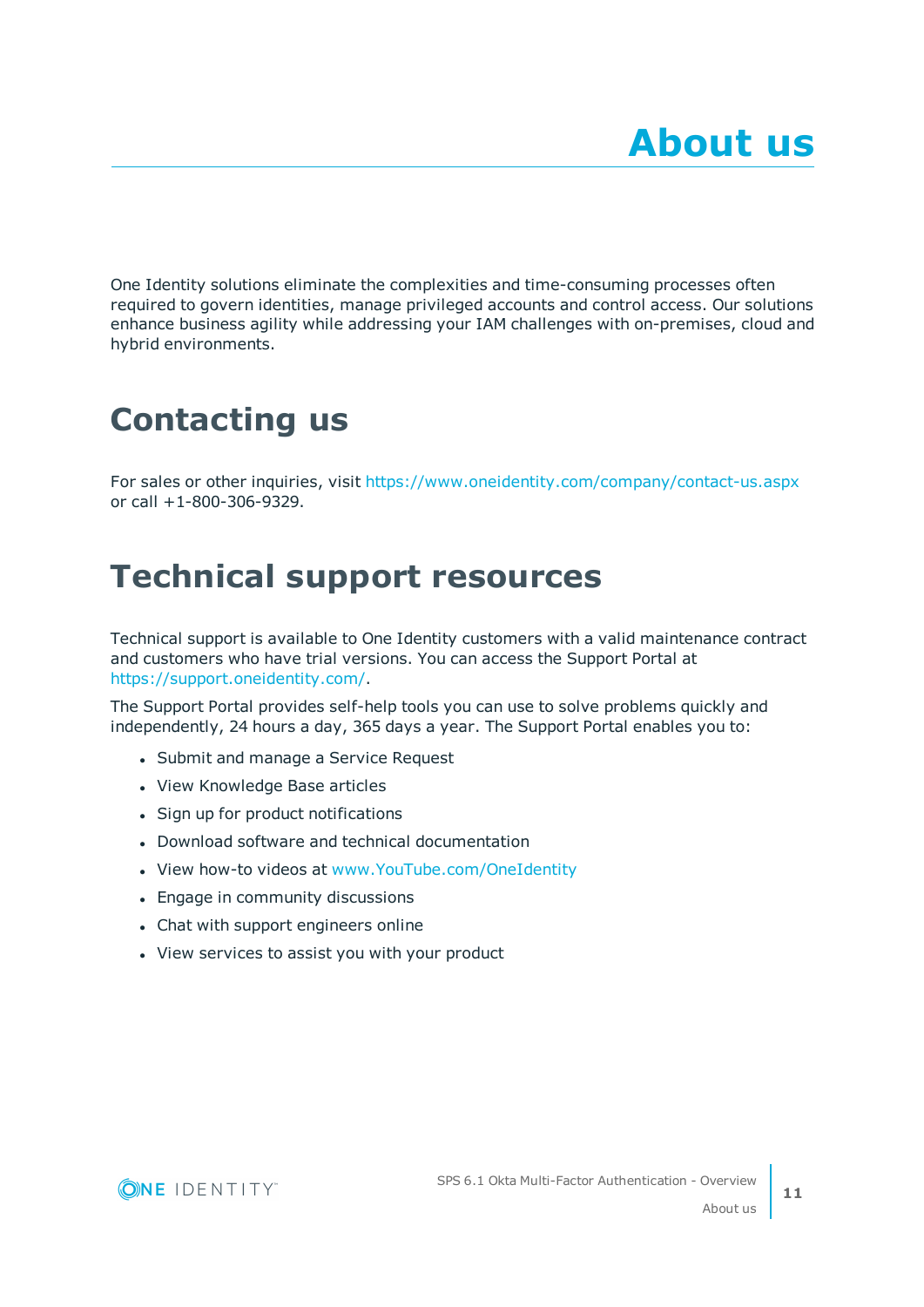# About us

One Identity solutions eliminate the complexities and time-consuming processes often required to govern identities, manage privileged accounts and control access. Our solutions enhance business agility while addressing your IAM challenges with on-premises, cloud and hybrid environments.

## Contacting us

For sales or other inquiries, visit https://www.oneidentity.com/company/contact-us.aspx or call +1-800-306-9329.

## Technical support resources

Technical support is available to One Identity customers with a valid maintenance contract and customers who have trial versions. You can access the Support Portal at https://support.oneidentity.com/.

The Support Portal provides self-help tools you can use to solve problems quickly and independently, 24 hours a day, 365 days a year. The Support Portal enables you to:

- Submit and manage a Service Request
- View Knowledge Base articles
- Sign up for product notifications
- Download software and technical documentation
- View how-to videos at www.YouTube.com/OneIdentity
- Engage in community discussions
- Chat with support engineers online
- View services to assist you with your product